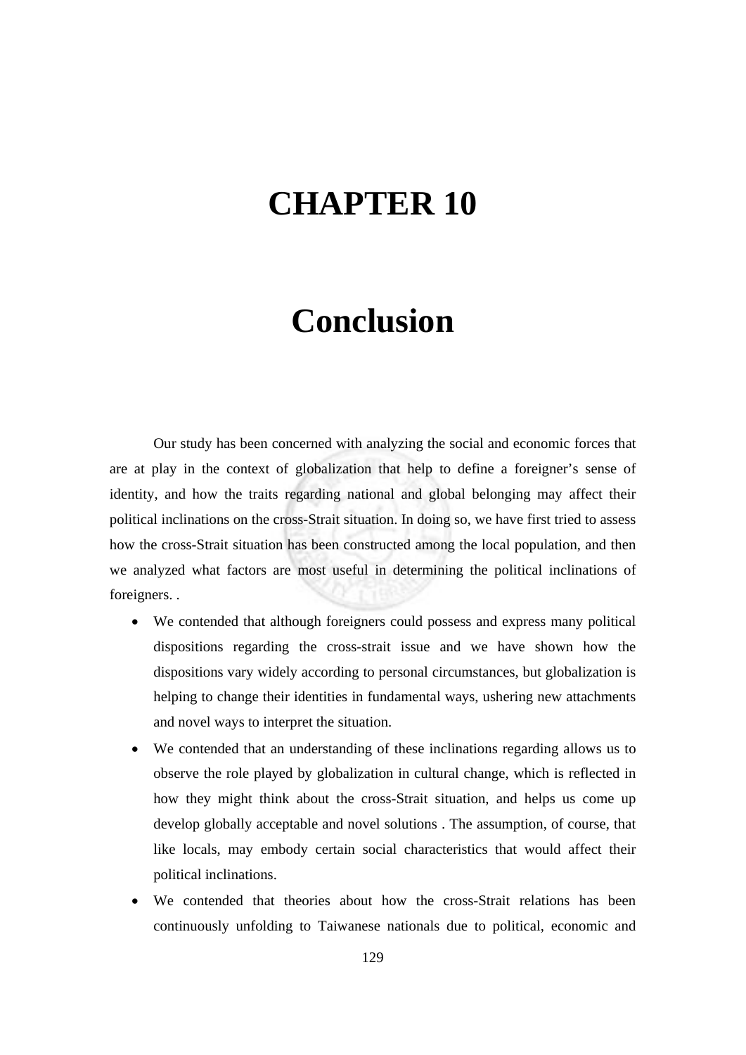# CHAPTER 10

# Conclusion

Our study has been concerned with analyzing the social and economic forces that are at play in the context of globalization that help to define a foreigner's sense of identity, and how the traits regarding national and global belonging may affect their political inclinations on the cross-Strait situation. In doing so, we have first tried to assess how the cross-Strait situation has been constructed among the local population, and then we analyzed what factors are most useful in determining the political inclinations of foreigners. .

- We contended that although foreigners could possess and express many political dispositions regarding the cross-strait issue and we have shown how the dispositions vary widely according to personal circumstances, but globalization is helping to change their identities in fundamental ways, ushering new attachments and novel ways to interpret the situation.
- We contended that an understanding of these inclinations regarding allows us to observe the role played by globalization in cultural change, which is reflected in how they might think about the cross-Strait situation, and helps us come up develop globally acceptable and novel solutions . The assumption, of course, that like locals, may embody certain social characteristics that would affect their political inclinations.
- We contended that theories about how the cross-Strait relations has been continuously unfolding to Taiwanese nationals due to political, economic and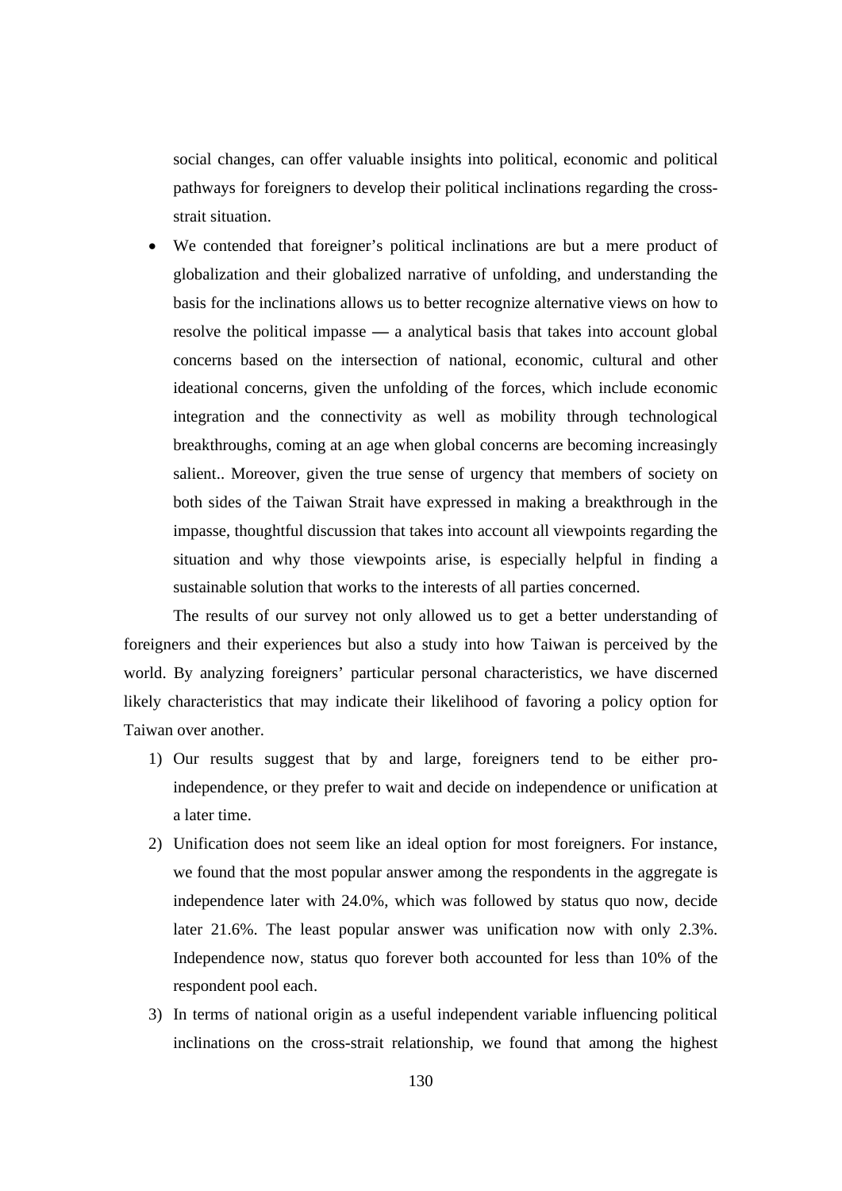social changes, can offer valuable insights into political, economic and political pathways for foreigners to develop their political inclinations regarding the cross-strait situation.

- We contended that foreigner's political inclinations are but a mere product of globalization and their globalized narrative of unfolding, and understanding the basis for the inclinations allows us to better recognize alternative views on how to resolve the political impasse — a analytical basis that takes into account global concerns based on the intersection of national, economic, cultural and other ideational concerns, given the unfolding of the forces, which include economic integration and the connectivity as well as mobility through technological breakthroughs, coming at an age when global concerns are becoming increasingly salient.. Moreover, given the true sense of urgency that members of society on both sides of the Taiwan Strait have expressed in making a breakthrough in the impasse, thoughtful discussion that takes into account all viewpoints regarding the situation and why those viewpoints arise, is especially helpful in finding a sustainable solution that works to the interests of all parties concerned.

The results of our survey not only allowed us to get a better understanding of foreigners and their experiences but also a study into how Taiwan is perceived by the world. By analyzing foreigners' particular personal characteristics, we have discerned likely characteristics that may indicate their likelihood of favoring a policy option for Taiwan over another.

1) Our results suggest that by and large, foreigners tend to be either pro-independence, or they prefer to wait and decide on independence or unification at a later time.
2) Unification does not seem like an ideal option for most foreigners. For instance, we found that the most popular answer among the respondents in the aggregate is independence later with 24.0%, which was followed by status quo now, decide later 21.6%. The least popular answer was unification now with only 2.3%. Independence now, status quo forever both accounted for less than 10% of the respondent pool each.
3) In terms of national origin as a useful independent variable influencing political inclinations on the cross-strait relationship, we found that among the highest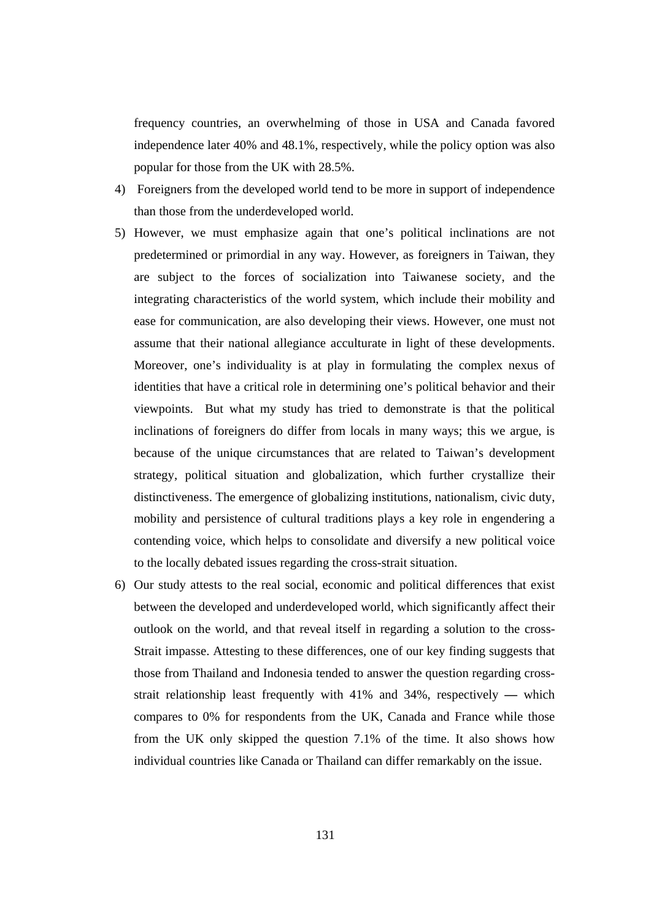frequency countries, an overwhelming of those in USA and Canada favored independence later 40% and 48.1%, respectively, while the policy option was also popular for those from the UK with 28.5%.

4) Foreigners from the developed world tend to be more in support of independence than those from the underdeveloped world.

5) However, we must emphasize again that one's political inclinations are not predetermined or primordial in any way. However, as foreigners in Taiwan, they are subject to the forces of socialization into Taiwanese society, and the integrating characteristics of the world system, which include their mobility and ease for communication, are also developing their views. However, one must not assume that their national allegiance acculturate in light of these developments. Moreover, one's individuality is at play in formulating the complex nexus of identities that have a critical role in determining one's political behavior and their viewpoints. But what my study has tried to demonstrate is that the political inclinations of foreigners do differ from locals in many ways; this we argue, is because of the unique circumstances that are related to Taiwan's development strategy, political situation and globalization, which further crystallize their distinctiveness. The emergence of globalizing institutions, nationalism, civic duty, mobility and persistence of cultural traditions plays a key role in engendering a contending voice, which helps to consolidate and diversify a new political voice to the locally debated issues regarding the cross-strait situation.

6) Our study attests to the real social, economic and political differences that exist between the developed and underdeveloped world, which significantly affect their outlook on the world, and that reveal itself in regarding a solution to the cross-Strait impasse. Attesting to these differences, one of our key finding suggests that those from Thailand and Indonesia tended to answer the question regarding cross-strait relationship least frequently with 41% and 34%, respectively — which compares to 0% for respondents from the UK, Canada and France while those from the UK only skipped the question 7.1% of the time. It also shows how individual countries like Canada or Thailand can differ remarkably on the issue.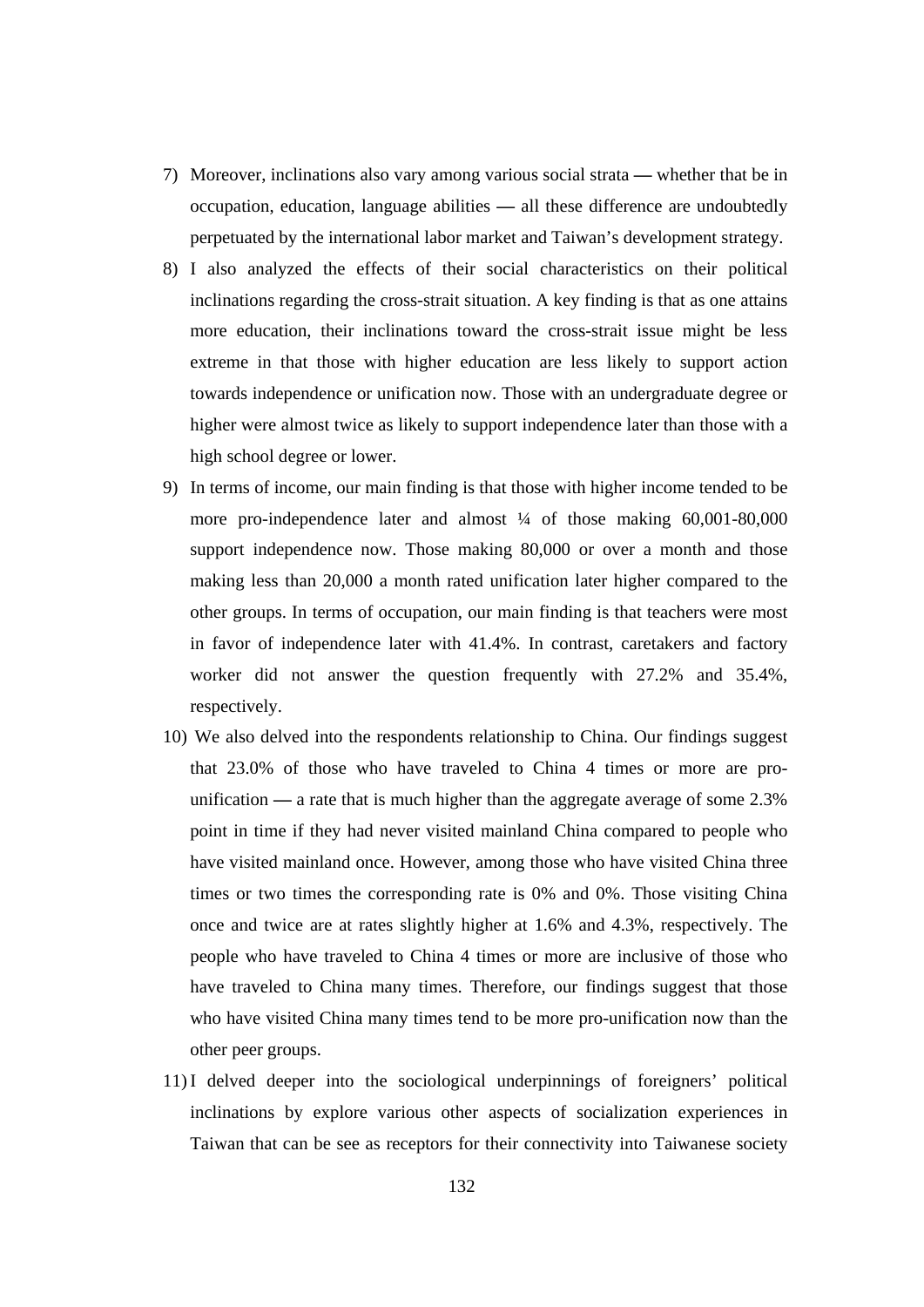7) Moreover, inclinations also vary among various social strata — whether that be in occupation, education, language abilities — all these difference are undoubtedly perpetuated by the international labor market and Taiwan's development strategy.
8) I also analyzed the effects of their social characteristics on their political inclinations regarding the cross-strait situation. A key finding is that as one attains more education, their inclinations toward the cross-strait issue might be less extreme in that those with higher education are less likely to support action towards independence or unification now. Those with an undergraduate degree or higher were almost twice as likely to support independence later than those with a high school degree or lower.
9) In terms of income, our main finding is that those with higher income tended to be more pro-independence later and almost ¼ of those making 60,001-80,000 support independence now. Those making 80,000 or over a month and those making less than 20,000 a month rated unification later higher compared to the other groups. In terms of occupation, our main finding is that teachers were most in favor of independence later with 41.4%. In contrast, caretakers and factory worker did not answer the question frequently with 27.2% and 35.4%, respectively.
10) We also delved into the respondents relationship to China. Our findings suggest that 23.0% of those who have traveled to China 4 times or more are pro-unification — a rate that is much higher than the aggregate average of some 2.3% point in time if they had never visited mainland China compared to people who have visited mainland once. However, among those who have visited China three times or two times the corresponding rate is 0% and 0%. Those visiting China once and twice are at rates slightly higher at 1.6% and 4.3%, respectively. The people who have traveled to China 4 times or more are inclusive of those who have traveled to China many times. Therefore, our findings suggest that those who have visited China many times tend to be more pro-unification now than the other peer groups.
11) I delved deeper into the sociological underpinnings of foreigners' political inclinations by explore various other aspects of socialization experiences in Taiwan that can be see as receptors for their connectivity into Taiwanese society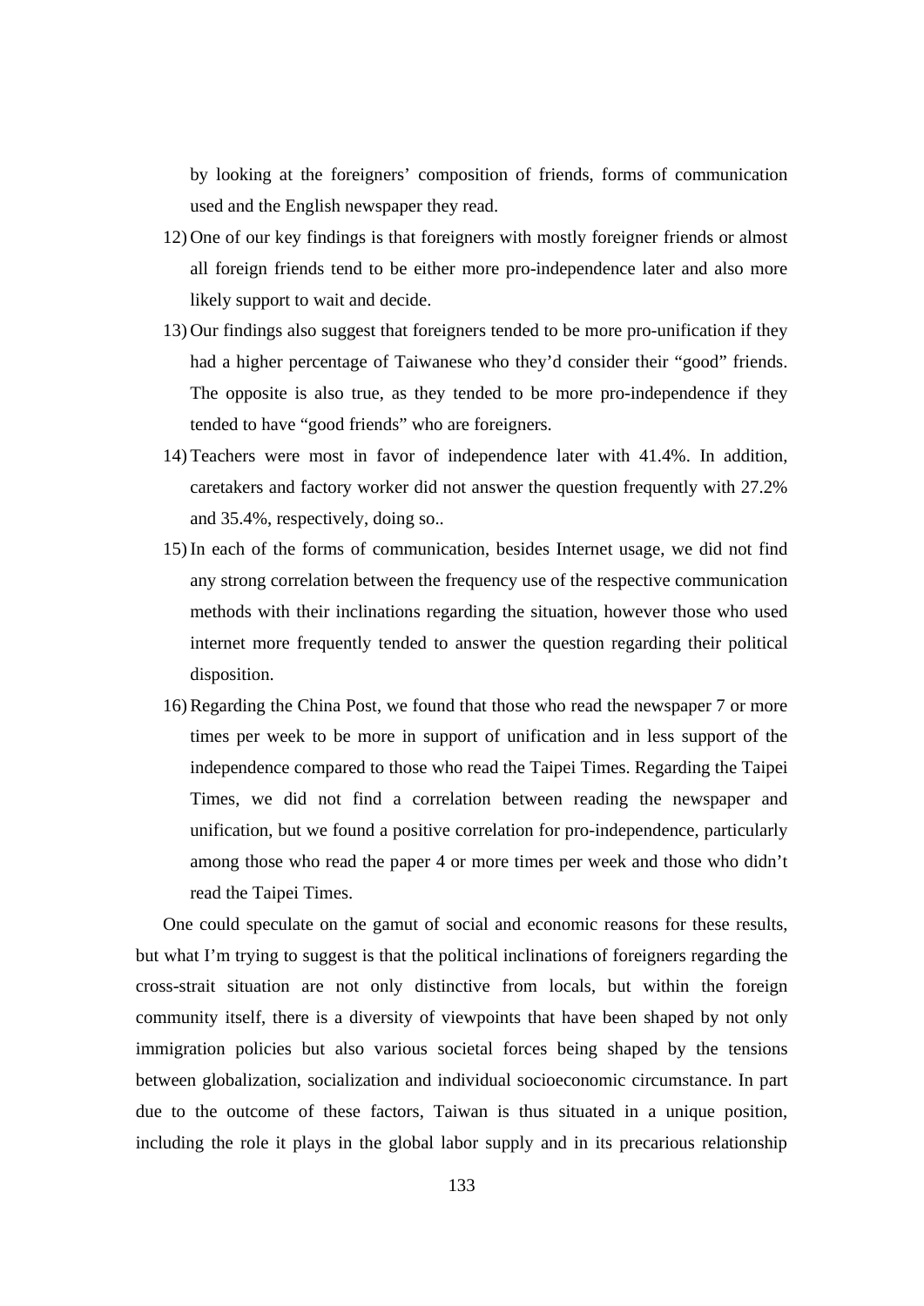by looking at the foreigners' composition of friends, forms of communication used and the English newspaper they read.

12) One of our key findings is that foreigners with mostly foreigner friends or almost all foreign friends tend to be either more pro-independence later and also more likely support to wait and decide.
13) Our findings also suggest that foreigners tended to be more pro-unification if they had a higher percentage of Taiwanese who they'd consider their "good" friends. The opposite is also true, as they tended to be more pro-independence if they tended to have "good friends" who are foreigners.
14) Teachers were most in favor of independence later with 41.4%. In addition, caretakers and factory worker did not answer the question frequently with 27.2% and 35.4%, respectively, doing so..
15) In each of the forms of communication, besides Internet usage, we did not find any strong correlation between the frequency use of the respective communication methods with their inclinations regarding the situation, however those who used internet more frequently tended to answer the question regarding their political disposition.
16) Regarding the China Post, we found that those who read the newspaper 7 or more times per week to be more in support of unification and in less support of the independence compared to those who read the Taipei Times. Regarding the Taipei Times, we did not find a correlation between reading the newspaper and unification, but we found a positive correlation for pro-independence, particularly among those who read the paper 4 or more times per week and those who didn't read the Taipei Times.

One could speculate on the gamut of social and economic reasons for these results, but what I'm trying to suggest is that the political inclinations of foreigners regarding the cross-strait situation are not only distinctive from locals, but within the foreign community itself, there is a diversity of viewpoints that have been shaped by not only immigration policies but also various societal forces being shaped by the tensions between globalization, socialization and individual socioeconomic circumstance. In part due to the outcome of these factors, Taiwan is thus situated in a unique position, including the role it plays in the global labor supply and in its precarious relationship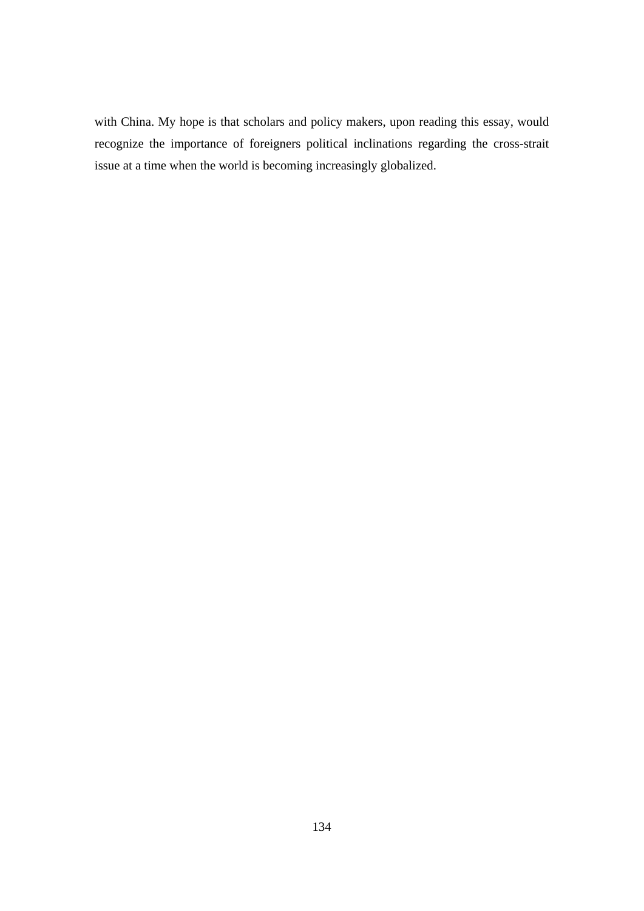with China. My hope is that scholars and policy makers, upon reading this essay, would recognize the importance of foreigners political inclinations regarding the cross-strait issue at a time when the world is becoming increasingly globalized.